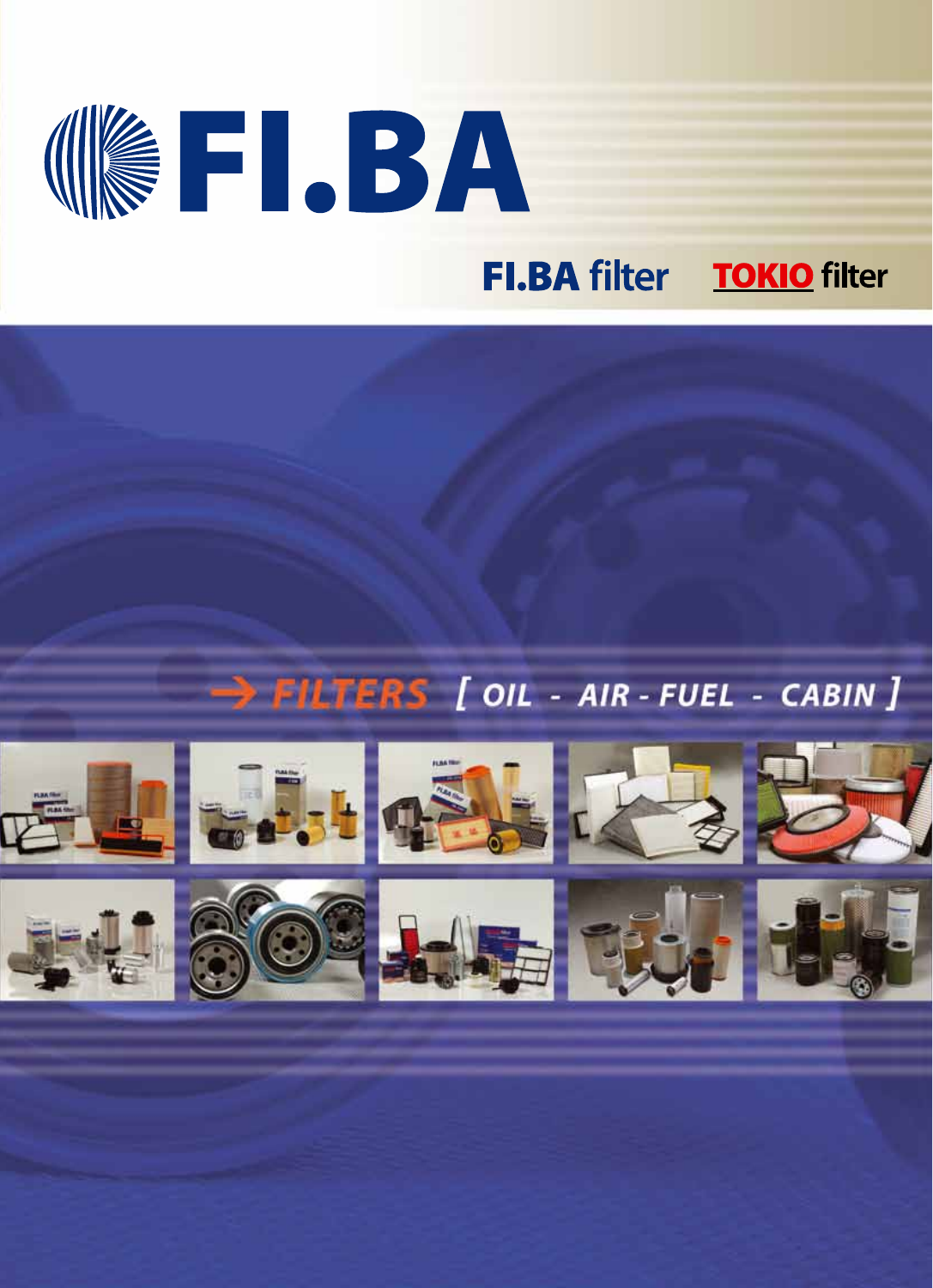# FI.BA

**FI.BA filter** **TOKIO filter**

## → FILTERS [ OIL - AIR - FUEL - CABIN ]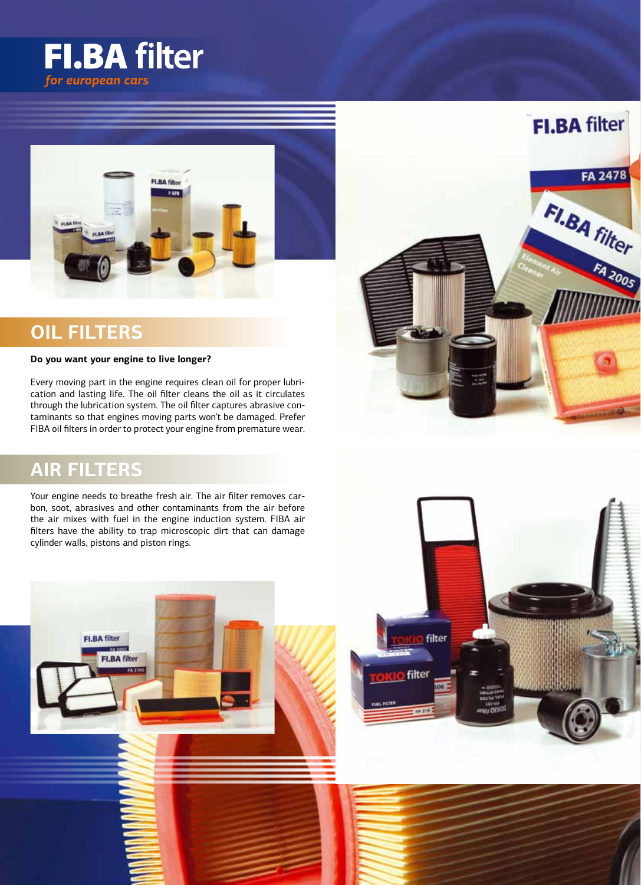# FI.BA filter

*for european cars*

## OIL FILTERS

**Do you want your engine to live longer?**

Every moving part in the engine requires clean oil for proper lubrication and lasting life. The oil filter cleans the oil as it circulates through the lubrication system. The oil filter captures abrasive contaminants so that engines moving parts won't be damaged. Prefer FIBA oil filters in order to protect your engine from premature wear.

## AIR FILTERS

Your engine needs to breathe fresh air. The air filter removes carbon, soot, abrasives and other contaminants from the air before the air mixes with fuel in the engine induction system. FIBA air filters have the ability to trap microscopic dirt that can damage cylinder walls, pistons and piston rings.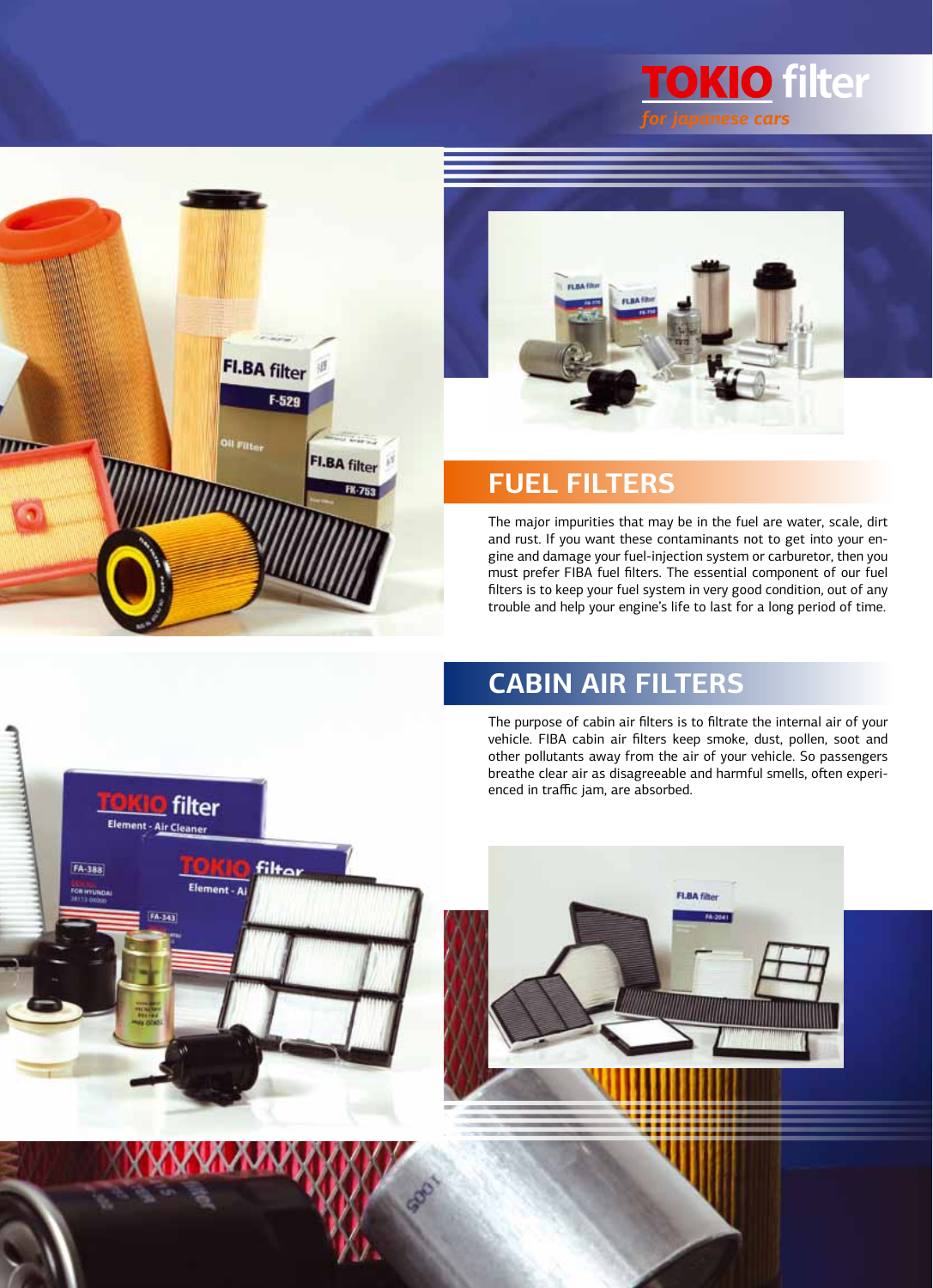**TOKIO filter**
*for japanese cars*

## FUEL FILTERS

The major impurities that may be in the fuel are water, scale, dirt and rust. If you want these contaminants not to get into your engine and damage your fuel-injection system or carburetor, then you must prefer FIBA fuel filters. The essential component of our fuel filters is to keep your fuel system in very good condition, out of any trouble and help your engine's life to last for a long period of time.

## CABIN AIR FILTERS

The purpose of cabin air filters is to filtrate the internal air of your vehicle. FIBA cabin air filters keep smoke, dust, pollen, soot and other pollutants away from the air of your vehicle. So passengers breathe clear air as disagreeable and harmful smells, often experienced in traffic jam, are absorbed.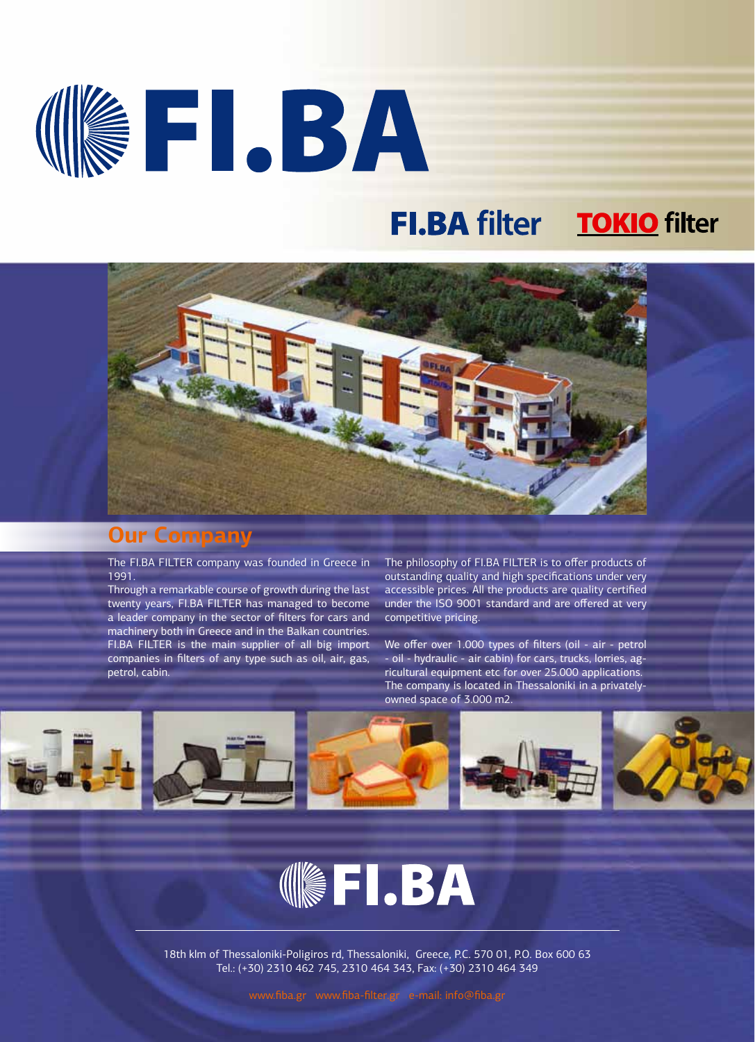# FI.BA

**FI.BA filter** **TOKIO filter**

## Our Company

The FI.BA FILTER company was founded in Greece in 1991.

Through a remarkable course of growth during the last twenty years, FI.BA FILTER has managed to become a leader company in the sector of filters for cars and machinery both in Greece and in the Balkan countries. FI.BA FILTER is the main supplier of all big import companies in filters of any type such as oil, air, gas, petrol, cabin.

The philosophy of FI.BA FILTER is to offer products of outstanding quality and high specifications under very accessible prices. All the products are quality certified under the ISO 9001 standard and are offered at very competitive pricing.

We offer over 1.000 types of filters (oil - air - petrol - oil - hydraulic - air cabin) for cars, trucks, lorries, agricultural equipment etc for over 25.000 applications. The company is located in Thessaloniki in a privately-owned space of 3.000 m2.

# FI.BA

18th klm of Thessaloniki-Poligiros rd, Thessaloniki, Greece, P.C. 570 01, P.O. Box 600 63
Tel.: (+30) 2310 462 745, 2310 464 343, Fax: (+30) 2310 464 349

www.fiba.gr www.fiba-filter.gr e-mail: info@fiba.gr